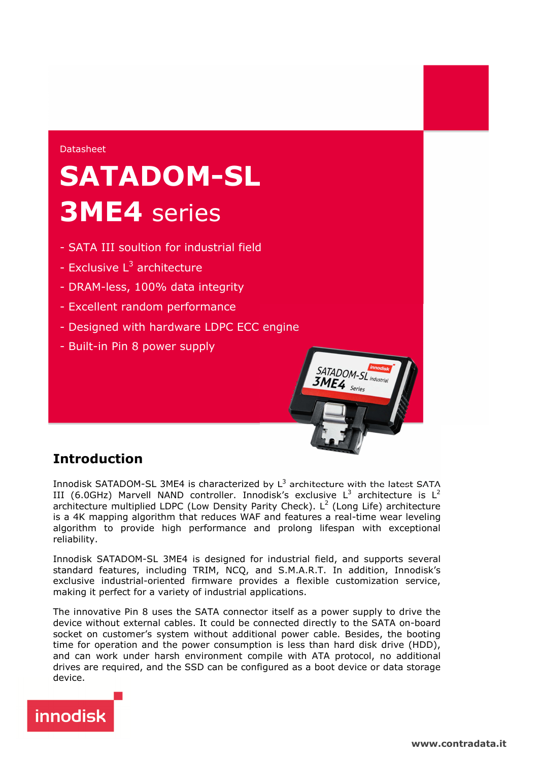Datasheet

# SATADOM-SL 3ME4 series

- SATA III soultion for industrial field
- Exclusive $L^3$ architecture
- DRAM-less, 100% data integrity
- Excellent random performance
- Designed with hardware LDPC ECC engine
- Built-in Pin 8 power supply

## Introduction

Innodisk SATADOM-SL 3ME4 is characterized by $L^3$ architecture with the latest SATA III (6.0GHz) Marvell NAND controller. Innodisk's exclusive $L^3$ architecture is $L^2$ architecture multiplied LDPC (Low Density Parity Check). $L^2$ (Long Life) architecture is a 4K mapping algorithm that reduces WAF and features a real-time wear leveling algorithm to provide high performance and prolong lifespan with exceptional reliability.

Innodisk SATADOM-SL 3ME4 is designed for industrial field, and supports several standard features, including TRIM, NCQ, and S.M.A.R.T. In addition, Innodisk's exclusive industrial-oriented firmware provides a flexible customization service, making it perfect for a variety of industrial applications.

The innovative Pin 8 uses the SATA connector itself as a power supply to drive the device without external cables. It could be connected directly to the SATA on-board socket on customer's system without additional power cable. Besides, the booting time for operation and the power consumption is less than hard disk drive (HDD), and can work under harsh environment compile with ATA protocol, no additional drives are required, and the SSD can be configured as a boot device or data storage device.

innodisk

www.contradata.it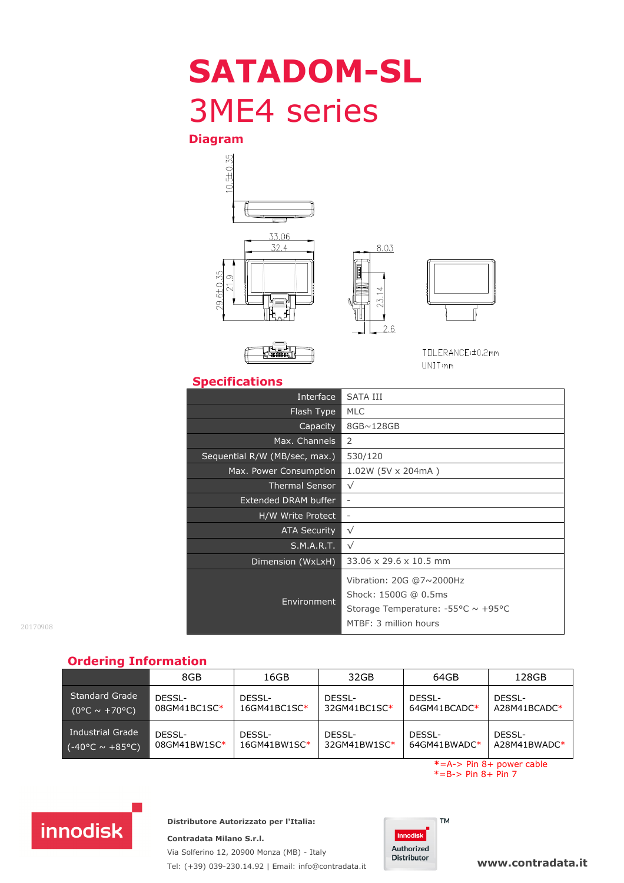# SATADOM-SL

# 3ME4 series

## Diagram

10.5±0.35

33.06

32.4

8.03

29.6±0.35

21.9

23.14

2.6

TOLERANCE:±0.2mm

UNIT:mm

## Specifications

| | |
|---|---|
| Interface | SATA III |
| Flash Type | MLC |
| Capacity | 8GB~128GB |
| Max. Channels | 2 |
| Sequential R/W (MB/sec, max.) | 530/120 |
| Max. Power Consumption | 1.02W (5V x 204mA ) |
| Thermal Sensor | √ |
| Extended DRAM buffer | - |
| H/W Write Protect | - |
| ATA Security | √ |
| S.M.A.R.T. | √ |
| Dimension (WxLxH) | 33.06 x 29.6 x 10.5 mm |
| Environment | Vibration: 20G @7~2000Hz<br>Shock: 1500G @ 0.5ms<br>Storage Temperature: -55°C ~ +95°C<br>MTBF: 3 million hours |

20170908

## Ordering Information

| | 8GB | 16GB | 32GB | 64GB | 128GB |
|---|---|---|---|---|---|
| Standard Grade (0°C ~ +70°C) | DESSL-08GM41BC1SC* | DESSL-16GM41BC1SC* | DESSL-32GM41BC1SC* | DESSL-64GM41BCADC* | DESSL-A28M41BCADC* |
| Industrial Grade (-40°C ~ +85°C) | DESSL-08GM41BW1SC* | DESSL-16GM41BW1SC* | DESSL-32GM41BW1SC* | DESSL-64GM41BWADC* | DESSL-A28M41BWADC* |

*=A-> Pin 8+ power cable
*=B-> Pin 8+ Pin 7

innodisk

**Distributore Autorizzato per l'Italia:**

**Contradata Milano S.r.l.**

Via Solferino 12, 20900 Monza (MB) - Italy

Tel: (+39) 039-230.14.92 | Email: info@contradata.it

innodisk Authorized Distributor TM

**www.contradata.it**